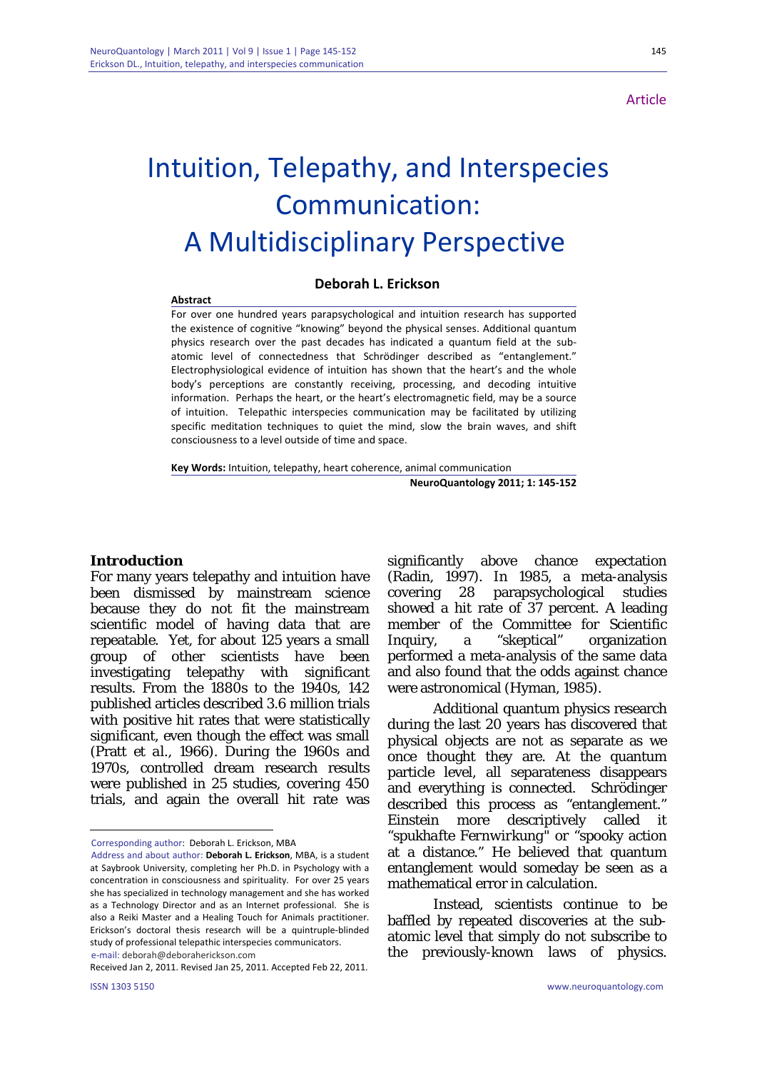Article

# Intuition, Telepathy, and Interspecies Communication: A Multidisciplinary Perspective

**Deborah L. Erickson**

**Abstract**

For over one hundred years parapsychological and intuition research has supported the existence of cognitive "knowing" beyond the physical senses. Additional quantum physics research over the past decades has indicated a quantum field at the sub-atomic level of connectedness that Schrödinger described as "entanglement." Electrophysiological evidence of intuition has shown that the heart's and the whole body's perceptions are constantly receiving, processing, and decoding intuitive information. Perhaps the heart, or the heart's electromagnetic field, may be a source of intuition. Telepathic interspecies communication may be facilitated by utilizing specific meditation techniques to quiet the mind, slow the brain waves, and shift consciousness to a level outside of time and space.

**Key Words:** Intuition, telepathy, heart coherence, animal communication

**NeuroQuantology 2011; 1: 145-152**

## Introduction

For many years telepathy and intuition have been dismissed by mainstream science because they do not fit the mainstream scientific model of having data that are repeatable. Yet, for about 125 years a small group of other scientists have been investigating telepathy with significant results. From the 1880s to the 1940s, 142 published articles described 3.6 million trials with positive hit rates that were statistically significant, even though the effect was small (Pratt *et al.*, 1966). During the 1960s and 1970s, controlled dream research results were published in 25 studies, covering 450 trials, and again the overall hit rate was significantly above chance expectation (Radin, 1997). In 1985, a meta-analysis covering 28 parapsychological studies showed a hit rate of 37 percent. A leading member of the Committee for Scientific Inquiry, a "skeptical" organization performed a meta-analysis of the same data and also found that the odds against chance were astronomical (Hyman, 1985).

Additional quantum physics research during the last 20 years has discovered that physical objects are not as separate as we once thought they are. At the quantum particle level, all separateness disappears and everything is connected. Schrödinger described this process as "entanglement." Einstein more descriptively called it "*spukhafte Fernwirkung*" or "spooky action at a distance." He believed that quantum entanglement would someday be seen as a mathematical error in calculation.

Instead, scientists continue to be baffled by repeated discoveries at the sub-atomic level that simply do not subscribe to the previously-known laws of physics.

---

Corresponding author: Deborah L. Erickson, MBA

Address and about author: **Deborah L. Erickson**, MBA, is a student at Saybrook University, completing her Ph.D. in Psychology with a concentration in consciousness and spirituality. For over 25 years she has specialized in technology management and she has worked as a Technology Director and as an Internet professional. She is also a Reiki Master and a Healing Touch for Animals practitioner. Erickson's doctoral thesis research will be a quintruple-blinded study of professional telepathic interspecies communicators.

e-mail: deborah@deborahererickson.com

Received Jan 2, 2011. Revised Jan 25, 2011. Accepted Feb 22, 2011.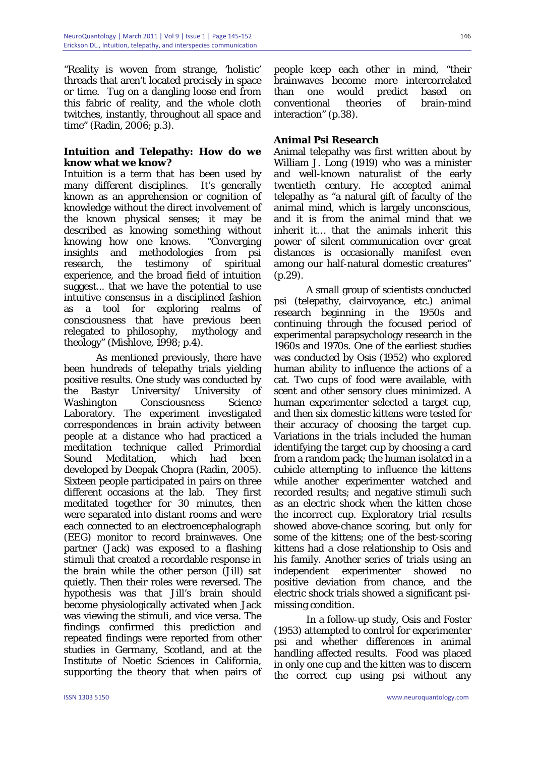"Reality is woven from strange, 'holistic' threads that aren't located precisely in space or time. Tug on a dangling loose end from this fabric of reality, and the whole cloth twitches, instantly, throughout all space and time" (Radin, 2006; p.3).

## Intuition and Telepathy: How do we know what we know?

Intuition is a term that has been used by many different disciplines. It's generally known as an apprehension or cognition of knowledge without the direct involvement of the known physical senses; it may be described as knowing something without knowing how one knows. "Converging insights and methodologies from psi research, the testimony of spiritual experience, and the broad field of intuition suggest... that we have the potential to use intuitive consensus in a disciplined fashion as a tool for exploring realms of consciousness that have previous been relegated to philosophy, mythology and theology" (Mishlove, 1998; p.4).

As mentioned previously, there have been hundreds of telepathy trials yielding positive results. One study was conducted by the Bastyr University/ University of Washington Consciousness Science Laboratory. The experiment investigated correspondences in brain activity between people at a distance who had practiced a meditation technique called Primordial Sound Meditation, which had been developed by Deepak Chopra (Radin, 2005). Sixteen people participated in pairs on three different occasions at the lab. They first meditated together for 30 minutes, then were separated into distant rooms and were each connected to an electroencephalograph (EEG) monitor to record brainwaves. One partner (Jack) was exposed to a flashing stimuli that created a recordable response in the brain while the other person (Jill) sat quietly. Then their roles were reversed. The hypothesis was that Jill's brain should become physiologically activated when Jack was viewing the stimuli, and vice versa. The findings confirmed this prediction and repeated findings were reported from other studies in Germany, Scotland, and at the Institute of Noetic Sciences in California, supporting the theory that when pairs of people keep each other in mind, "their brainwaves become more intercorrelated than one would predict based on conventional theories of brain-mind interaction" (p.38).

## Animal Psi Research

Animal telepathy was first written about by William J. Long (1919) who was a minister and well-known naturalist of the early twentieth century. He accepted animal telepathy as "a natural gift of faculty of the animal mind, which is largely unconscious, and it is from the animal mind that we inherit it… that the animals inherit this power of silent communication over great distances is occasionally manifest even among our half-natural domestic creatures" (p.29).

A small group of scientists conducted psi (telepathy, clairvoyance, etc.) animal research beginning in the 1950s and continuing through the focused period of experimental parapsychology research in the 1960s and 1970s. One of the earliest studies was conducted by Osis (1952) who explored human ability to influence the actions of a cat. Two cups of food were available, with scent and other sensory clues minimized. A human experimenter selected a target cup, and then six domestic kittens were tested for their accuracy of choosing the target cup. Variations in the trials included the human identifying the target cup by choosing a card from a random pack; the human isolated in a cubicle attempting to influence the kittens while another experimenter watched and recorded results; and negative stimuli such as an electric shock when the kitten chose the incorrect cup. Exploratory trial results showed above-chance scoring, but only for some of the kittens; one of the best-scoring kittens had a close relationship to Osis and his family. Another series of trials using an independent experimenter showed no positive deviation from chance, and the electric shock trials showed a significant psi-missing condition.

In a follow-up study, Osis and Foster (1953) attempted to control for experimenter psi and whether differences in animal handling affected results. Food was placed in only one cup and the kitten was to discern the correct cup using psi without any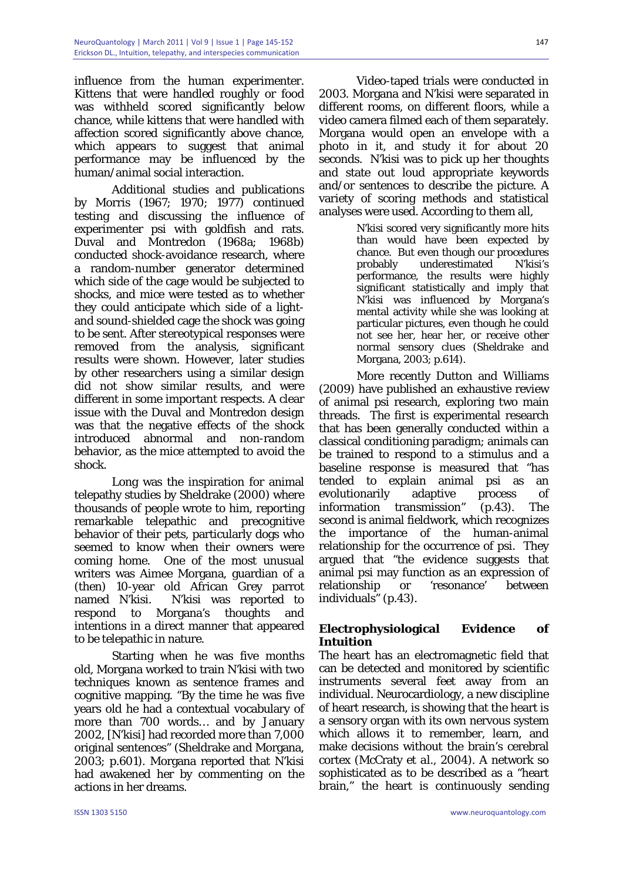influence from the human experimenter. Kittens that were handled roughly or food was withheld scored significantly below chance, while kittens that were handled with affection scored significantly above chance, which appears to suggest that animal performance may be influenced by the human/animal social interaction.

Additional studies and publications by Morris (1967; 1970; 1977) continued testing and discussing the influence of experimenter psi with goldfish and rats. Duval and Montredon (1968a; 1968b) conducted shock-avoidance research, where a random-number generator determined which side of the cage would be subjected to shocks, and mice were tested as to whether they could anticipate which side of a light- and sound-shielded cage the shock was going to be sent. After stereotypical responses were removed from the analysis, significant results were shown. However, later studies by other researchers using a similar design did not show similar results, and were different in some important respects. A clear issue with the Duval and Montredon design was that the negative effects of the shock introduced abnormal and non-random behavior, as the mice attempted to avoid the shock.

Long was the inspiration for animal telepathy studies by Sheldrake (2000) where thousands of people wrote to him, reporting remarkable telepathic and precognitive behavior of their pets, particularly dogs who seemed to know when their owners were coming home. One of the most unusual writers was Aimee Morgana, guardian of a (then) 10-year old African Grey parrot named N'kisi. N'kisi was reported to respond to Morgana's thoughts and intentions in a direct manner that appeared to be telepathic in nature.

Starting when he was five months old, Morgana worked to train N'kisi with two techniques known as sentence frames and cognitive mapping. "By the time he was five years old he had a contextual vocabulary of more than 700 words… and by January 2002, [N'kisi] had recorded more than 7,000 original sentences" (Sheldrake and Morgana, 2003; p.601). Morgana reported that N'kisi had awakened her by commenting on the actions in her dreams.

Video-taped trials were conducted in 2003. Morgana and N'kisi were separated in different rooms, on different floors, while a video camera filmed each of them separately. Morgana would open an envelope with a photo in it, and study it for about 20 seconds. N'kisi was to pick up her thoughts and state out loud appropriate keywords and/or sentences to describe the picture. A variety of scoring methods and statistical analyses were used. According to them all,

> N'kisi scored very significantly more hits than would have been expected by chance. But even though our procedures probably underestimated N'kisi's performance, the results were highly significant statistically and imply that N'kisi was influenced by Morgana's mental activity while she was looking at particular pictures, even though he could not see her, hear her, or receive other normal sensory clues (Sheldrake and Morgana, 2003; p.614).

More recently Dutton and Williams (2009) have published an exhaustive review of animal psi research, exploring two main threads. The first is experimental research that has been generally conducted within a classical conditioning paradigm; animals can be trained to respond to a stimulus and a baseline response is measured that "has tended to explain animal psi as an evolutionarily adaptive process of information transmission" (p.43). The second is animal fieldwork, which recognizes the importance of the human-animal relationship for the occurrence of psi. They argued that "the evidence suggests that animal psi may function as an expression of relationship or 'resonance' between individuals" (p.43).

## Electrophysiological Evidence of Intuition

The heart has an electromagnetic field that can be detected and monitored by scientific instruments several feet away from an individual. Neurocardiology, a new discipline of heart research, is showing that the heart is a sensory organ with its own nervous system which allows it to remember, learn, and make decisions without the brain's cerebral cortex (McCraty et al., 2004). A network so sophisticated as to be described as a "heart brain," the heart is continuously sending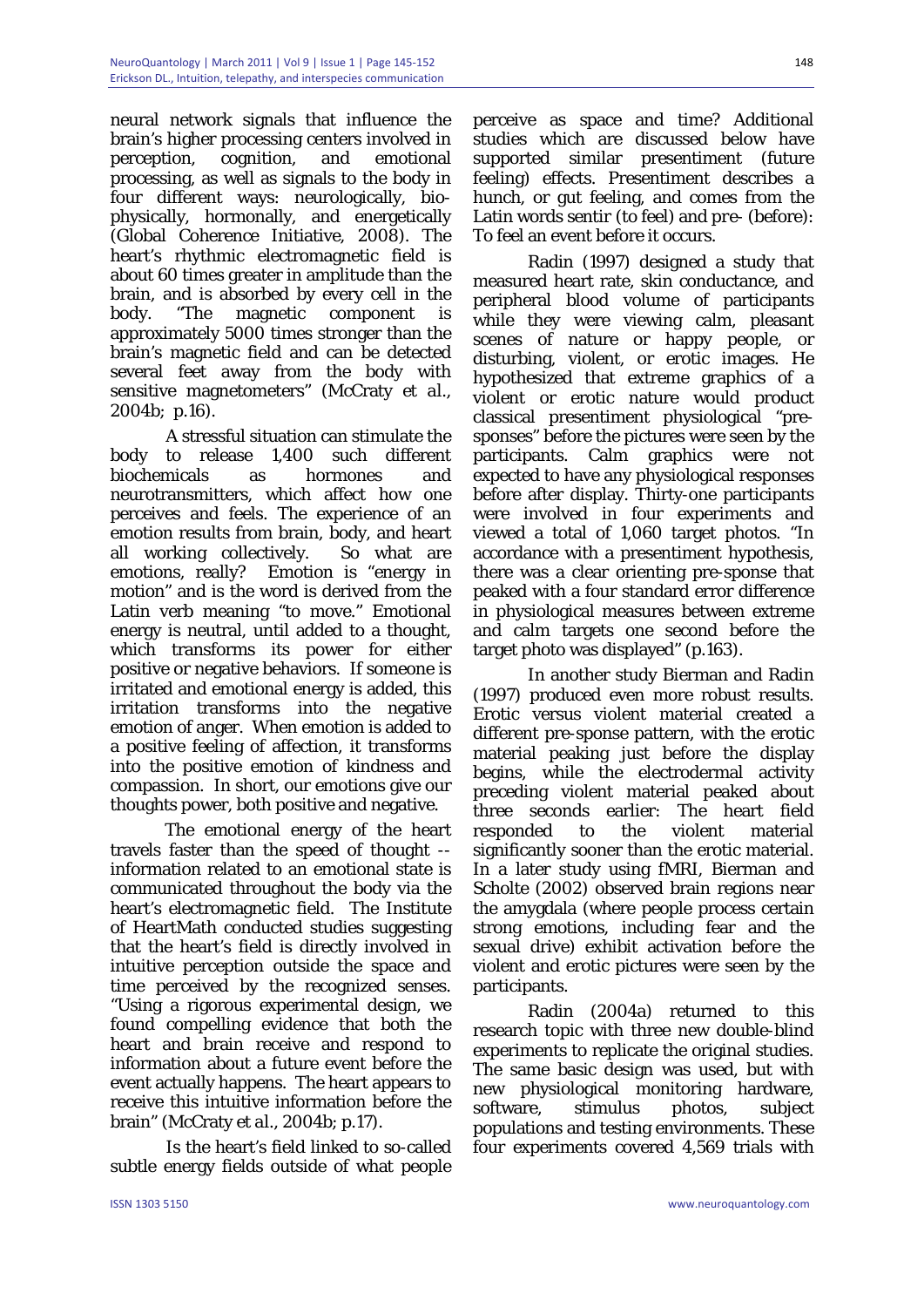neural network signals that influence the brain's higher processing centers involved in perception, cognition, and emotional processing, as well as signals to the body in four different ways: neurologically, bio-physically, hormonally, and energetically (Global Coherence Initiative, 2008). The heart's rhythmic electromagnetic field is about 60 times greater in amplitude than the brain, and is absorbed by every cell in the body. "The magnetic component is approximately 5000 times stronger than the brain's magnetic field and can be detected several feet away from the body with sensitive magnetometers" (McCraty *et al.*, 2004b; p.16).

A stressful situation can stimulate the body to release 1,400 such different biochemicals as hormones and neurotransmitters, which affect how one perceives and feels. The experience of an emotion results from brain, body, and heart all working collectively. So what are emotions, really? Emotion is "energy in motion" and is the word is derived from the Latin verb meaning "to move." Emotional energy is neutral, until added to a thought, which transforms its power for either positive or negative behaviors. If someone is irritated and emotional energy is added, this irritation transforms into the negative emotion of anger. When emotion is added to a positive feeling of affection, it transforms into the positive emotion of kindness and compassion. In short, our emotions give our thoughts power, both positive and negative.

The emotional energy of the heart travels faster than the speed of thought -- information related to an emotional state is communicated throughout the body via the heart's electromagnetic field. The Institute of HeartMath conducted studies suggesting that the heart's field is directly involved in intuitive perception outside the space and time perceived by the recognized senses. "Using a rigorous experimental design, we found compelling evidence that both the heart and brain receive and respond to information about a future event before the event actually happens. The heart appears to receive this intuitive information before the brain" (McCraty *et al.*, 2004b; p.17).

Is the heart's field linked to so-called subtle energy fields outside of what people perceive as space and time? Additional studies which are discussed below have supported similar presentiment (future feeling) effects. Presentiment describes a hunch, or gut feeling, and comes from the Latin words *sentir* (to feel) and *pre-* (before): To feel an event before it occurs.

Radin (1997) designed a study that measured heart rate, skin conductance, and peripheral blood volume of participants while they were viewing calm, pleasant scenes of nature or happy people, or disturbing, violent, or erotic images. He hypothesized that extreme graphics of a violent or erotic nature would product classical presentiment physiological "pre-sponses" before the pictures were seen by the participants. Calm graphics were not expected to have any physiological responses before after display. Thirty-one participants were involved in four experiments and viewed a total of 1,060 target photos. "In accordance with a presentiment hypothesis, there was a clear orienting pre-sponse that peaked with a four standard error difference in physiological measures between extreme and calm targets one second before the target photo was displayed" (p.163).

In another study Bierman and Radin (1997) produced even more robust results. Erotic versus violent material created a different pre-sponse pattern, with the erotic material peaking just before the display begins, while the electrodermal activity preceding violent material peaked about three seconds earlier: The heart field responded to the violent material significantly sooner than the erotic material. In a later study using fMRI, Bierman and Scholte (2002) observed brain regions near the amygdala (where people process certain strong emotions, including fear and the sexual drive) exhibit activation before the violent and erotic pictures were seen by the participants.

Radin (2004a) returned to this research topic with three new double-blind experiments to replicate the original studies. The same basic design was used, but with new physiological monitoring hardware, software, stimulus photos, subject populations and testing environments. These four experiments covered 4,569 trials with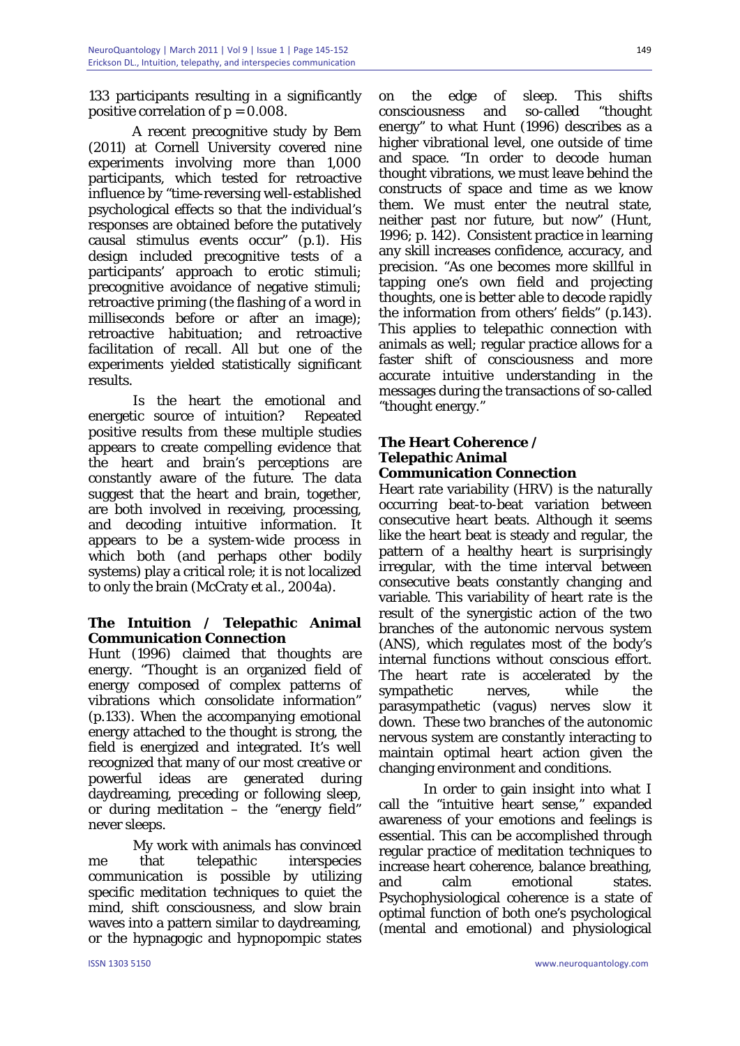133 participants resulting in a significantly positive correlation of $p = 0.008$.

A recent precognitive study by Bem (2011) at Cornell University covered nine experiments involving more than 1,000 participants, which tested for retroactive influence by "time-reversing well-established psychological effects so that the individual's responses are obtained before the putatively causal stimulus events occur" (p.1). His design included precognitive tests of a participants' approach to erotic stimuli; precognitive avoidance of negative stimuli; retroactive priming (the flashing of a word in milliseconds before or after an image); retroactive habituation; and retroactive facilitation of recall. All but one of the experiments yielded statistically significant results.

Is the heart the emotional and energetic source of intuition? Repeated positive results from these multiple studies appears to create compelling evidence that the heart and brain's perceptions are constantly aware of the future. The data suggest that the heart and brain, together, are both involved in receiving, processing, and decoding intuitive information. It appears to be a system-wide process in which both (and perhaps other bodily systems) play a critical role; it is not localized to only the brain (McCraty *et al.*, 2004a).

## The Intuition / Telepathic Animal Communication Connection

Hunt (1996) claimed that thoughts are energy. "Thought is an organized field of energy composed of complex patterns of vibrations which consolidate information" (p.133). When the accompanying emotional energy attached to the thought is strong, the field is energized and integrated. It's well recognized that many of our most creative or powerful ideas are generated during daydreaming, preceding or following sleep, or during meditation – the "energy field" never sleeps.

My work with animals has convinced me that telepathic interspecies communication is possible by utilizing specific meditation techniques to quiet the mind, shift consciousness, and slow brain waves into a pattern similar to daydreaming, or the hypnagogic and hypnopompic states on the edge of sleep. This shifts consciousness and so-called "thought energy" to what Hunt (1996) describes as a higher vibrational level, one outside of time and space. "In order to decode human thought vibrations, we must leave behind the constructs of space and time as we know them. We must enter the neutral state, neither past nor future, but now" (Hunt, 1996; p. 142). Consistent practice in learning any skill increases confidence, accuracy, and precision. "As one becomes more skillful in tapping one's own field and projecting thoughts, one is better able to decode rapidly the information from others' fields" (p.143). This applies to telepathic connection with animals as well; regular practice allows for a faster shift of consciousness and more accurate intuitive understanding in the messages during the transactions of so-called "thought energy."

## The Heart Coherence / Telepathic Animal Communication Connection

Heart rate variability (HRV) is the naturally occurring beat-to-beat variation between consecutive heart beats. Although it seems like the heart beat is steady and regular, the pattern of a healthy heart is surprisingly irregular, with the time interval between consecutive beats constantly changing and variable. This variability of heart rate is the result of the synergistic action of the two branches of the autonomic nervous system (ANS), which regulates most of the body's internal functions without conscious effort. The heart rate is accelerated by the sympathetic nerves, while the parasympathetic (vagus) nerves slow it down. These two branches of the autonomic nervous system are constantly interacting to maintain optimal heart action given the changing environment and conditions.

In order to gain insight into what I call the "intuitive heart sense," expanded awareness of your emotions and feelings is essential. This can be accomplished through regular practice of meditation techniques to increase heart coherence, balance breathing, and calm emotional states. Psychophysiological coherence is a state of optimal function of both one's psychological (mental and emotional) and physiological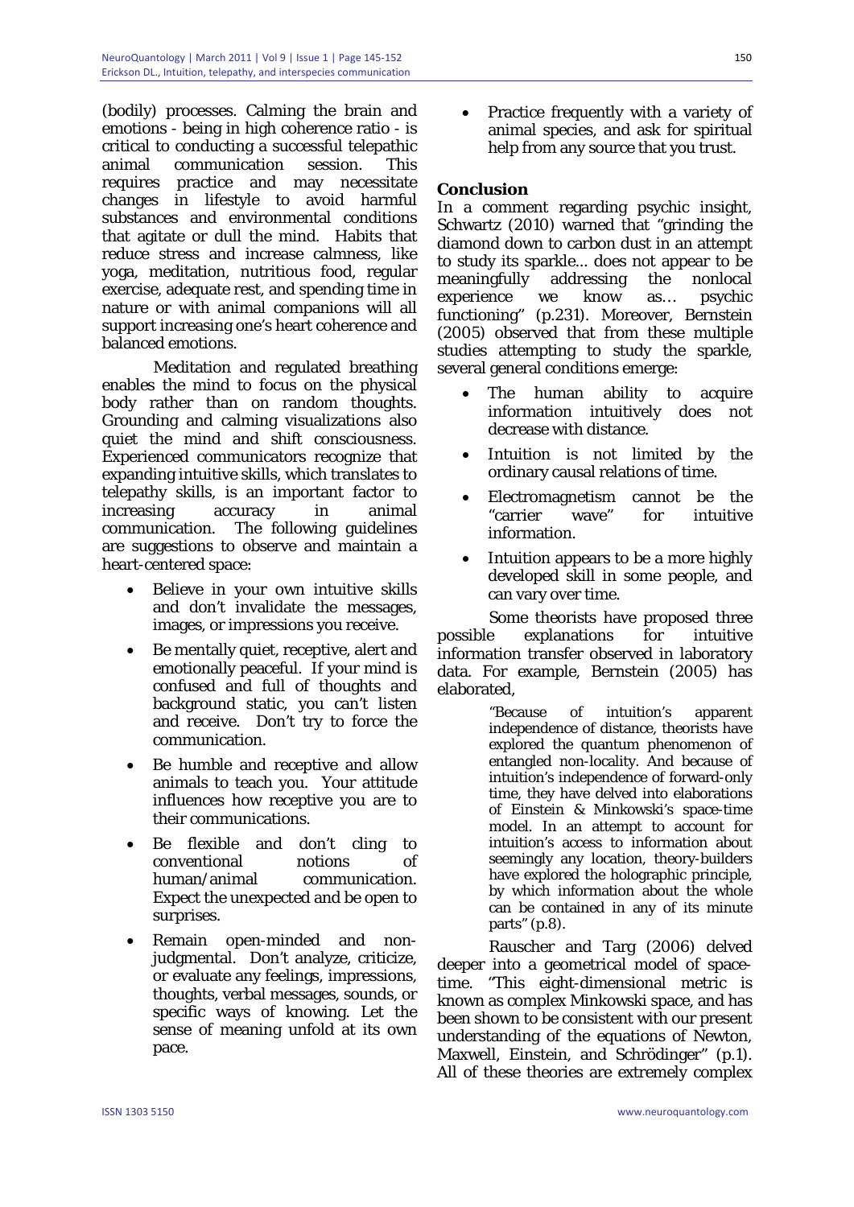(bodily) processes. Calming the brain and emotions - being in high coherence ratio - is critical to conducting a successful telepathic animal communication session. This requires practice and may necessitate changes in lifestyle to avoid harmful substances and environmental conditions that agitate or dull the mind. Habits that reduce stress and increase calmness, like yoga, meditation, nutritious food, regular exercise, adequate rest, and spending time in nature or with animal companions will all support increasing one's heart coherence and balanced emotions.

Meditation and regulated breathing enables the mind to focus on the physical body rather than on random thoughts. Grounding and calming visualizations also quiet the mind and shift consciousness. Experienced communicators recognize that expanding intuitive skills, which translates to telepathy skills, is an important factor to increasing accuracy in animal communication. The following guidelines are suggestions to observe and maintain a heart-centered space:

- Believe in your own intuitive skills and don't invalidate the messages, images, or impressions you receive.
- Be mentally quiet, receptive, alert and emotionally peaceful. If your mind is confused and full of thoughts and background static, you can't listen and receive. Don't try to force the communication.
- Be humble and receptive and allow animals to teach you. Your attitude influences how receptive you are to their communications.
- Be flexible and don't cling to conventional notions of human/animal communication. Expect the unexpected and be open to surprises.
- Remain open-minded and non-judgmental. Don't analyze, criticize, or evaluate any feelings, impressions, thoughts, verbal messages, sounds, or specific ways of knowing. Let the sense of meaning unfold at its own pace.
- Practice frequently with a variety of animal species, and ask for spiritual help from any source that you trust.

## Conclusion

In a comment regarding psychic insight, Schwartz (2010) warned that "grinding the diamond down to carbon dust in an attempt to study its sparkle... does not appear to be meaningfully addressing the nonlocal experience we know as… psychic functioning" (p.231). Moreover, Bernstein (2005) observed that from these multiple studies attempting to study the sparkle, several general conditions emerge:

- The human ability to acquire information intuitively does not decrease with distance.
- Intuition is not limited by the ordinary causal relations of time.
- Electromagnetism cannot be the "carrier wave" for intuitive information.
- Intuition appears to be a more highly developed skill in some people, and can vary over time.

Some theorists have proposed three possible explanations for intuitive information transfer observed in laboratory data. For example, Bernstein (2005) has elaborated,

> "Because of intuition's apparent independence of distance, theorists have explored the quantum phenomenon of entangled non-locality. And because of intuition's independence of forward-only time, they have delved into elaborations of Einstein & Minkowski's space-time model. In an attempt to account for intuition's access to information about seemingly any location, theory-builders have explored the holographic principle, by which information about the whole can be contained in any of its minute parts" (p.8).

Rauscher and Targ (2006) delved deeper into a geometrical model of space-time. "This eight-dimensional metric is known as complex Minkowski space, and has been shown to be consistent with our present understanding of the equations of Newton, Maxwell, Einstein, and Schrödinger" (p.1). All of these theories are extremely complex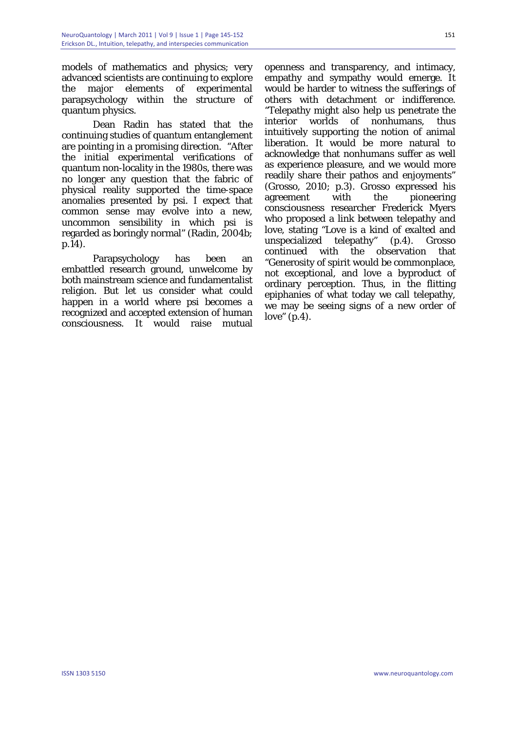models of mathematics and physics; very advanced scientists are continuing to explore the major elements of experimental parapsychology within the structure of quantum physics.

Dean Radin has stated that the continuing studies of quantum entanglement are pointing in a promising direction. "After the initial experimental verifications of quantum non-locality in the 1980s, there was no longer any question that the fabric of physical reality supported the time-space anomalies presented by psi. I expect that common sense may evolve into a new, uncommon sensibility in which psi is regarded as boringly normal" (Radin, 2004b; p.14).

Parapsychology has been an embattled research ground, unwelcome by both mainstream science and fundamentalist religion. But let us consider what could happen in a world where psi becomes a recognized and accepted extension of human consciousness. It would raise mutual openness and transparency, and intimacy, empathy and sympathy would emerge. It would be harder to witness the sufferings of others with detachment or indifference. "Telepathy might also help us penetrate the interior worlds of nonhumans, thus intuitively supporting the notion of animal liberation. It would be more natural to acknowledge that nonhumans suffer as well as experience pleasure, and we would more readily share their pathos and enjoyments" (Grosso, 2010; p.3). Grosso expressed his agreement with the pioneering consciousness researcher Frederick Myers who proposed a link between telepathy and love, stating "Love is a kind of exalted and unspecialized telepathy" (p.4). Grosso continued with the observation that "Generosity of spirit would be commonplace, not exceptional, and love a byproduct of ordinary perception. Thus, in the flitting epiphanies of what today we call telepathy, we may be seeing signs of a new order of love" (p.4).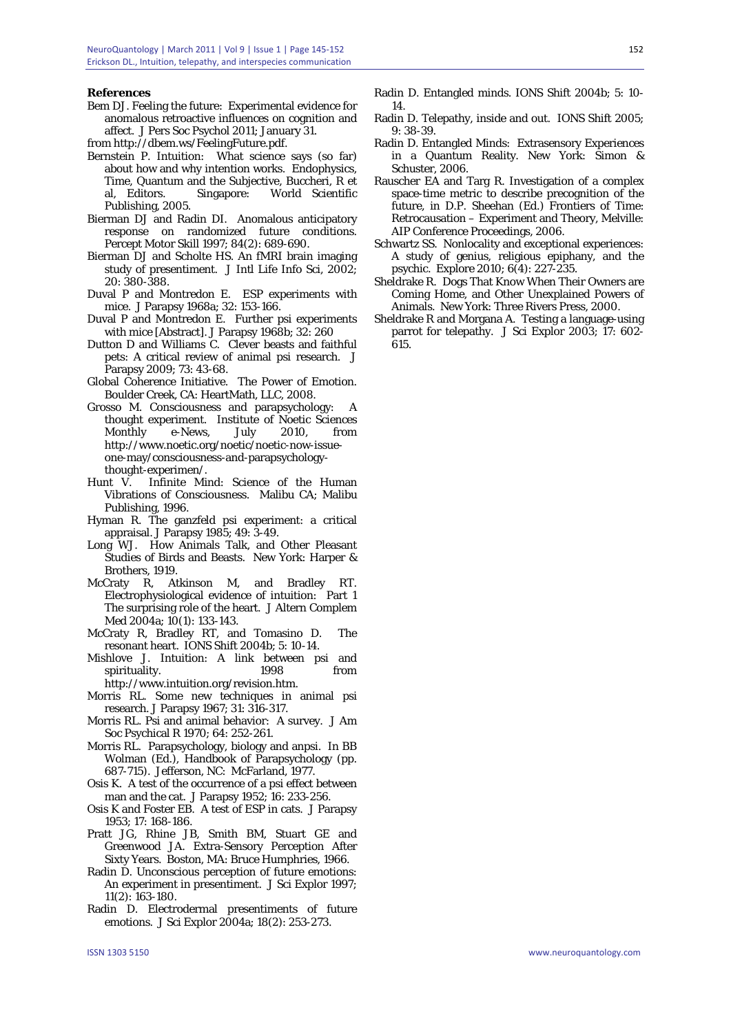## References

Bem DJ. Feeling the future: Experimental evidence for anomalous retroactive influences on cognition and affect. J Pers Soc Psychol 2011; January 31. from http://dbem.ws/FeelingFuture.pdf.

Bernstein P. Intuition: What science says (so far) about how and why intention works. Endophysics, Time, Quantum and the Subjective, Buccheri, R et al, Editors. Singapore: World Scientific Publishing, 2005.

Bierman DJ and Radin DI. Anomalous anticipatory response on randomized future conditions. Percept Motor Skill 1997; 84(2): 689-690.

Bierman DJ and Scholte HS. An fMRI brain imaging study of presentiment. J Intl Life Info Sci, 2002; 20: 380-388.

Duval P and Montredon E. ESP experiments with mice. J Parapsy 1968a; 32: 153-166.

Duval P and Montredon E. Further psi experiments with mice [Abstract]. J Parapsy 1968b; 32: 260

Dutton D and Williams C. Clever beasts and faithful pets: A critical review of animal psi research. J Parapsy 2009; 73: 43-68.

Global Coherence Initiative. The Power of Emotion. Boulder Creek, CA: HeartMath, LLC, 2008.

Grosso M. Consciousness and parapsychology: A thought experiment. Institute of Noetic Sciences Monthly e-News, July 2010, from http://www.noetic.org/noetic/noetic-now-issue-one-may/consciousness-and-parapsychology-thought-experimen/.

Hunt V. Infinite Mind: Science of the Human Vibrations of Consciousness. Malibu CA; Malibu Publishing, 1996.

Hyman R. The ganzfeld psi experiment: a critical appraisal. J Parapsy 1985; 49: 3-49.

Long WJ. How Animals Talk, and Other Pleasant Studies of Birds and Beasts. New York: Harper & Brothers, 1919.

McCraty R, Atkinson M, and Bradley RT. Electrophysiological evidence of intuition: Part 1 The surprising role of the heart. J Altern Complem Med 2004a; 10(1): 133-143.

McCraty R, Bradley RT, and Tomasino D. The resonant heart. IONS Shift 2004b; 5: 10-14.

Mishlove J. Intuition: A link between psi and spirituality. 1998 from http://www.intuition.org/revision.htm.

Morris RL. Some new techniques in animal psi research. J Parapsy 1967; 31: 316-317.

Morris RL. Psi and animal behavior: A survey. J Am Soc Psychical R 1970; 64: 252-261.

Morris RL. Parapsychology, biology and anpsi. In BB Wolman (Ed.), Handbook of Parapsychology (pp. 687-715). Jefferson, NC: McFarland, 1977.

Osis K. A test of the occurrence of a psi effect between man and the cat. J Parapsy 1952; 16: 233-256.

Osis K and Foster EB. A test of ESP in cats. J Parapsy 1953; 17: 168-186.

Pratt JG, Rhine JB, Smith BM, Stuart GE and Greenwood JA. Extra-Sensory Perception After Sixty Years. Boston, MA: Bruce Humphries, 1966.

Radin D. Unconscious perception of future emotions: An experiment in presentiment. J Sci Explor 1997; 11(2): 163-180.

Radin D. Electrodermal presentiments of future emotions. J Sci Explor 2004a; 18(2): 253-273.

Radin D. Entangled minds. IONS Shift 2004b; 5: 10-14.

Radin D. Telepathy, inside and out. IONS Shift 2005; 9: 38-39.

Radin D. Entangled Minds: Extrasensory Experiences in a Quantum Reality. New York: Simon & Schuster, 2006.

Rauscher EA and Targ R. Investigation of a complex space-time metric to describe precognition of the future, in D.P. Sheehan (Ed.) Frontiers of Time: Retrocausation – Experiment and Theory, Melville: AIP Conference Proceedings, 2006.

Schwartz SS. Nonlocality and exceptional experiences: A study of genius, religious epiphany, and the psychic. Explore 2010; 6(4): 227-235.

Sheldrake R. Dogs That Know When Their Owners are Coming Home, and Other Unexplained Powers of Animals. New York: Three Rivers Press, 2000.

Sheldrake R and Morgana A. Testing a language-using parrot for telepathy. J Sci Explor 2003; 17: 602-615.